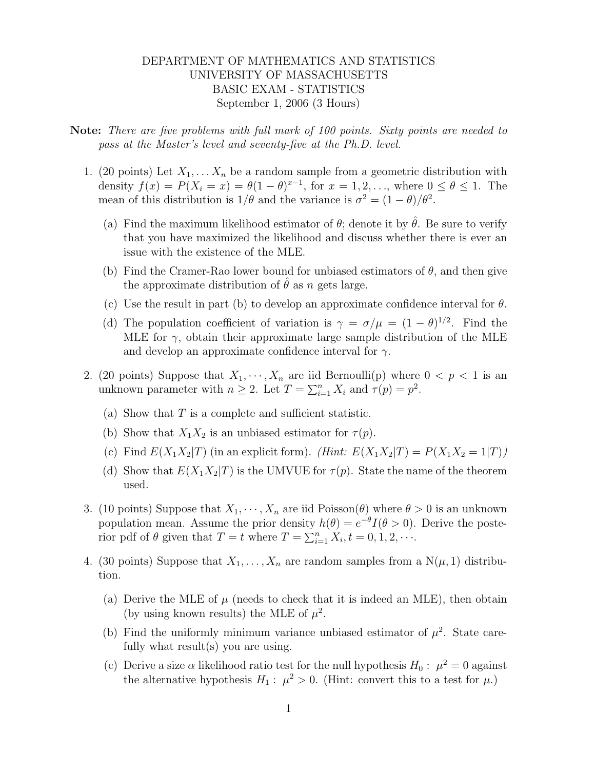DEPARTMENT OF MATHEMATICS AND STATISTICS
UNIVERSITY OF MASSACHUSETTS
BASIC EXAM - STATISTICS
September 1, 2006 (3 Hours)

**Note:** *There are five problems with full mark of 100 points. Sixty points are needed to pass at the Master's level and seventy-five at the Ph.D. level.*

1. (20 points) Let $X_1, \ldots X_n$ be a random sample from a geometric distribution with density $f(x) = P(X_i = x) = \theta(1-\theta)^{x-1}$, for $x = 1, 2, \ldots$, where $0 \leq \theta \leq 1$. The mean of this distribution is $1/\theta$ and the variance is $\sigma^2 = (1-\theta)/\theta^2$.

   (a) Find the maximum likelihood estimator of $\theta$; denote it by $\hat{\theta}$. Be sure to verify that you have maximized the likelihood and discuss whether there is ever an issue with the existence of the MLE.

   (b) Find the Cramer-Rao lower bound for unbiased estimators of $\theta$, and then give the approximate distribution of $\hat{\theta}$ as $n$ gets large.

   (c) Use the result in part (b) to develop an approximate confidence interval for $\theta$.

   (d) The population coefficient of variation is $\gamma = \sigma/\mu = (1-\theta)^{1/2}$. Find the MLE for $\gamma$, obtain their approximate large sample distribution of the MLE and develop an approximate confidence interval for $\gamma$.

2. (20 points) Suppose that $X_1, \cdots, X_n$ are iid Bernoulli(p) where $0 < p < 1$ is an unknown parameter with $n \geq 2$. Let $T = \sum_{i=1}^n X_i$ and $\tau(p) = p^2$.

   (a) Show that $T$ is a complete and sufficient statistic.

   (b) Show that $X_1 X_2$ is an unbiased estimator for $\tau(p)$.

   (c) Find $E(X_1 X_2 | T)$ (in an explicit form). *(Hint: $E(X_1 X_2|T) = P(X_1 X_2 = 1|T)$)*

   (d) Show that $E(X_1 X_2 | T)$ is the UMVUE for $\tau(p)$. State the name of the theorem used.

3. (10 points) Suppose that $X_1, \cdots, X_n$ are iid Poisson($\theta$) where $\theta > 0$ is an unknown population mean. Assume the prior density $h(\theta) = e^{-\theta} I(\theta > 0)$. Derive the posterior pdf of $\theta$ given that $T = t$ where $T = \sum_{i=1}^n X_i, t = 0, 1, 2, \cdots$.

4. (30 points) Suppose that $X_1, \ldots, X_n$ are random samples from a N($\mu$, 1) distribution.

   (a) Derive the MLE of $\mu$ (needs to check that it is indeed an MLE), then obtain (by using known results) the MLE of $\mu^2$.

   (b) Find the uniformly minimum variance unbiased estimator of $\mu^2$. State carefully what result(s) you are using.

   (c) Derive a size $\alpha$ likelihood ratio test for the null hypothesis $H_0: \ \mu^2 = 0$ against the alternative hypothesis $H_1: \ \mu^2 > 0$. (Hint: convert this to a test for $\mu$.)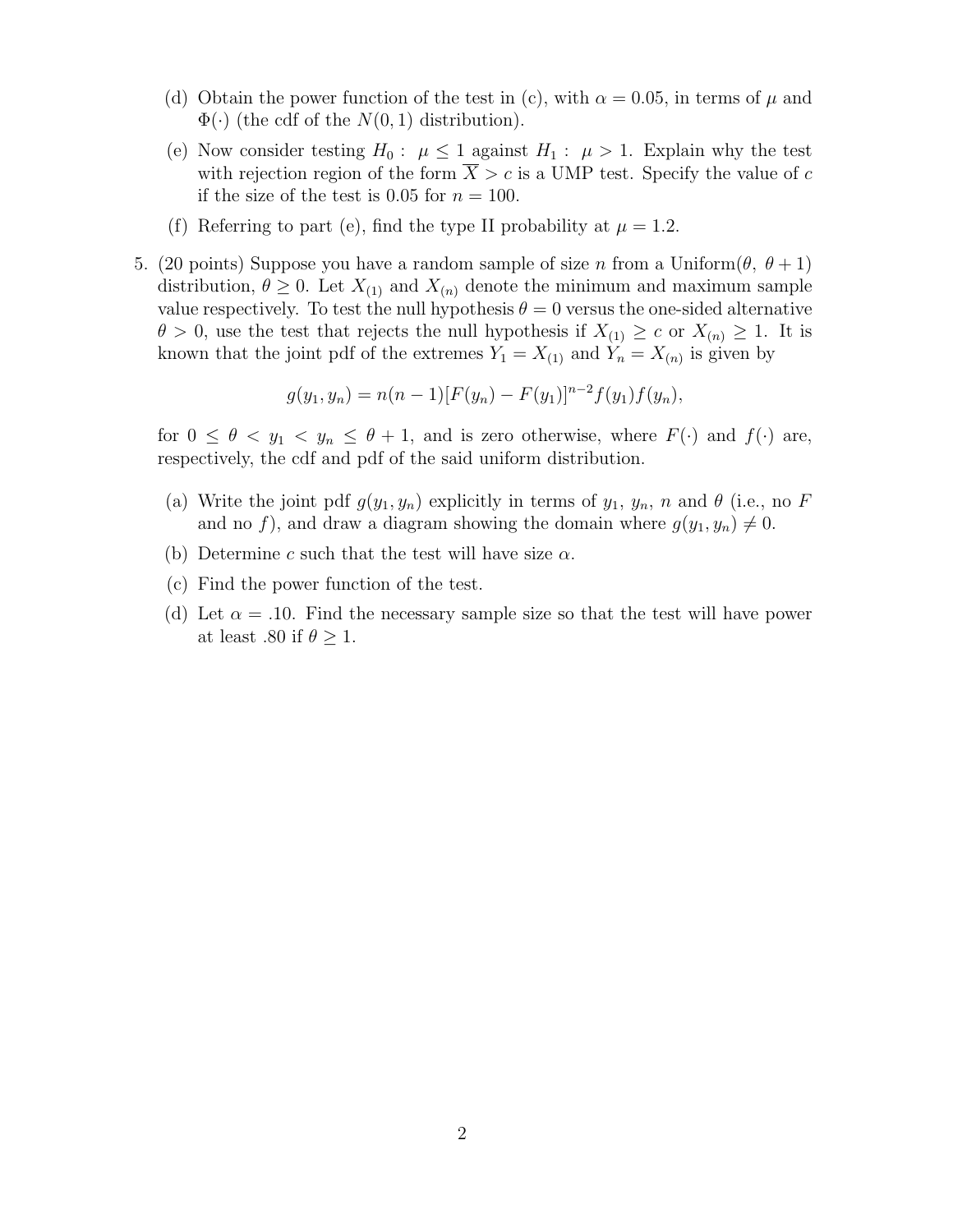(d) Obtain the power function of the test in (c), with $\alpha = 0.05$, in terms of $\mu$ and $\Phi(\cdot)$ (the cdf of the $N(0, 1)$ distribution).

(e) Now consider testing $H_0 : \mu \leq 1$ against $H_1 : \mu > 1$. Explain why the test with rejection region of the form $\overline{X} > c$ is a UMP test. Specify the value of $c$ if the size of the test is 0.05 for $n = 100$.

(f) Referring to part (e), find the type II probability at $\mu = 1.2$.

5. (20 points) Suppose you have a random sample of size $n$ from a Uniform($\theta$, $\theta + 1$) distribution, $\theta \geq 0$. Let $X_{(1)}$ and $X_{(n)}$ denote the minimum and maximum sample value respectively. To test the null hypothesis $\theta = 0$ versus the one-sided alternative $\theta > 0$, use the test that rejects the null hypothesis if $X_{(1)} \geq c$ or $X_{(n)} \geq 1$. It is known that the joint pdf of the extremes $Y_1 = X_{(1)}$ and $Y_n = X_{(n)}$ is given by

$$g(y_1, y_n) = n(n-1)[F(y_n) - F(y_1)]^{n-2} f(y_1) f(y_n),$$

for $0 \leq \theta < y_1 < y_n \leq \theta + 1$, and is zero otherwise, where $F(\cdot)$ and $f(\cdot)$ are, respectively, the cdf and pdf of the said uniform distribution.

(a) Write the joint pdf $g(y_1, y_n)$ explicitly in terms of $y_1$, $y_n$, $n$ and $\theta$ (i.e., no $F$ and no $f$), and draw a diagram showing the domain where $g(y_1, y_n) \neq 0$.

(b) Determine $c$ such that the test will have size $\alpha$.

(c) Find the power function of the test.

(d) Let $\alpha = .10$. Find the necessary sample size so that the test will have power at least .80 if $\theta \geq 1$.